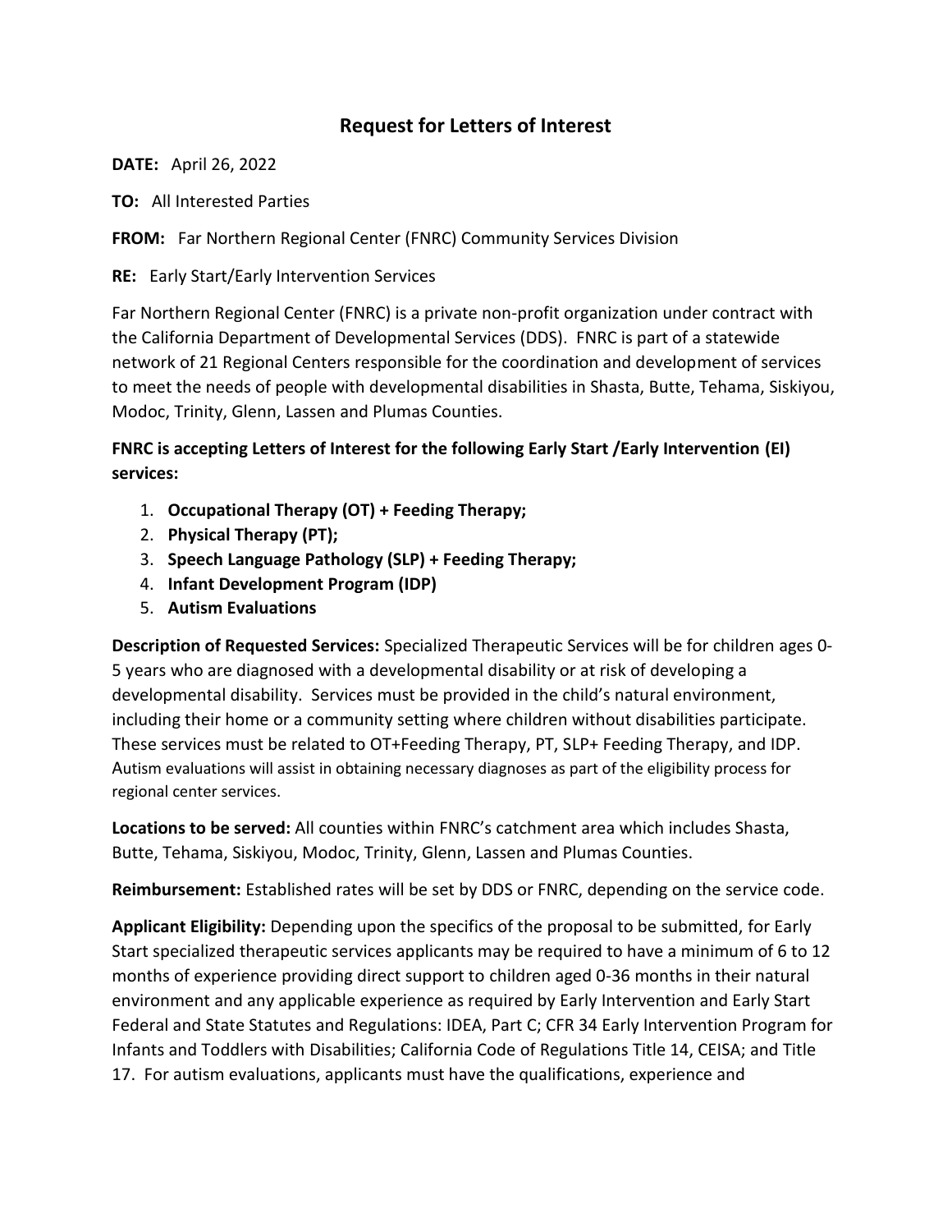# Request for Letters of Interest

**DATE:** April 26, 2022

**TO:** All Interested Parties

**FROM:** Far Northern Regional Center (FNRC) Community Services Division

**RE:** Early Start/Early Intervention Services

Far Northern Regional Center (FNRC) is a private non-profit organization under contract with the California Department of Developmental Services (DDS). FNRC is part of a statewide network of 21 Regional Centers responsible for the coordination and development of services to meet the needs of people with developmental disabilities in Shasta, Butte, Tehama, Siskiyou, Modoc, Trinity, Glenn, Lassen and Plumas Counties.

**FNRC is accepting Letters of Interest for the following Early Start /Early Intervention (EI) services:**

1. **Occupational Therapy (OT) + Feeding Therapy;**
2. **Physical Therapy (PT);**
3. **Speech Language Pathology (SLP) + Feeding Therapy;**
4. **Infant Development Program (IDP)**
5. **Autism Evaluations**

**Description of Requested Services:** Specialized Therapeutic Services will be for children ages 0-5 years who are diagnosed with a developmental disability or at risk of developing a developmental disability. Services must be provided in the child's natural environment, including their home or a community setting where children without disabilities participate. These services must be related to OT+Feeding Therapy, PT, SLP+ Feeding Therapy, and IDP. Autism evaluations will assist in obtaining necessary diagnoses as part of the eligibility process for regional center services.

**Locations to be served:** All counties within FNRC's catchment area which includes Shasta, Butte, Tehama, Siskiyou, Modoc, Trinity, Glenn, Lassen and Plumas Counties.

**Reimbursement:** Established rates will be set by DDS or FNRC, depending on the service code.

**Applicant Eligibility:** Depending upon the specifics of the proposal to be submitted, for Early Start specialized therapeutic services applicants may be required to have a minimum of 6 to 12 months of experience providing direct support to children aged 0-36 months in their natural environment and any applicable experience as required by Early Intervention and Early Start Federal and State Statutes and Regulations: IDEA, Part C; CFR 34 Early Intervention Program for Infants and Toddlers with Disabilities; California Code of Regulations Title 14, CEISA; and Title 17. For autism evaluations, applicants must have the qualifications, experience and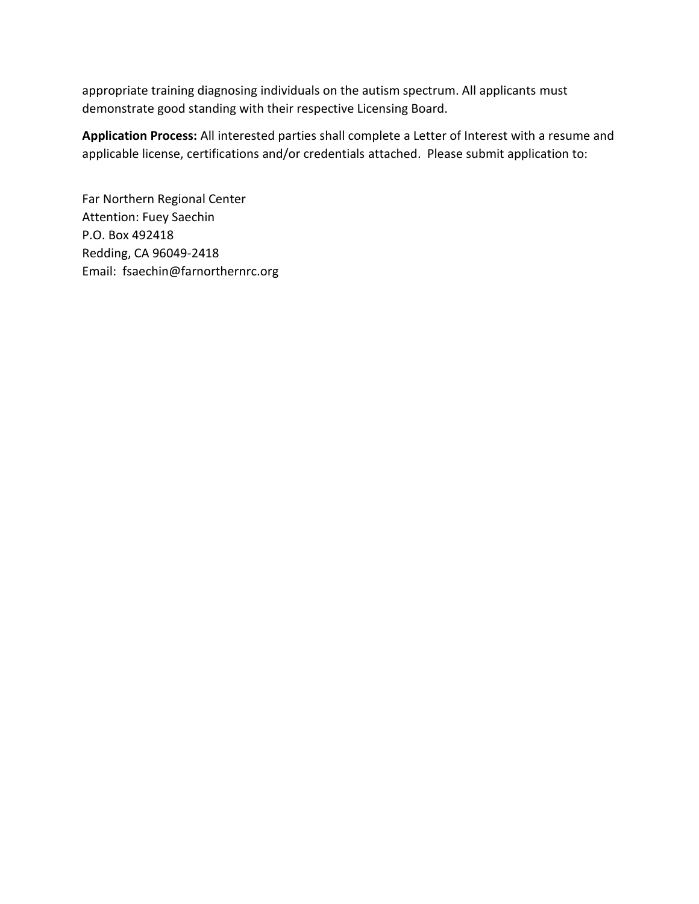appropriate training diagnosing individuals on the autism spectrum. All applicants must demonstrate good standing with their respective Licensing Board.

**Application Process:** All interested parties shall complete a Letter of Interest with a resume and applicable license, certifications and/or credentials attached. Please submit application to:

Far Northern Regional Center
Attention: Fuey Saechin
P.O. Box 492418
Redding, CA 96049-2418
Email: fsaechin@farnorthernrc.org